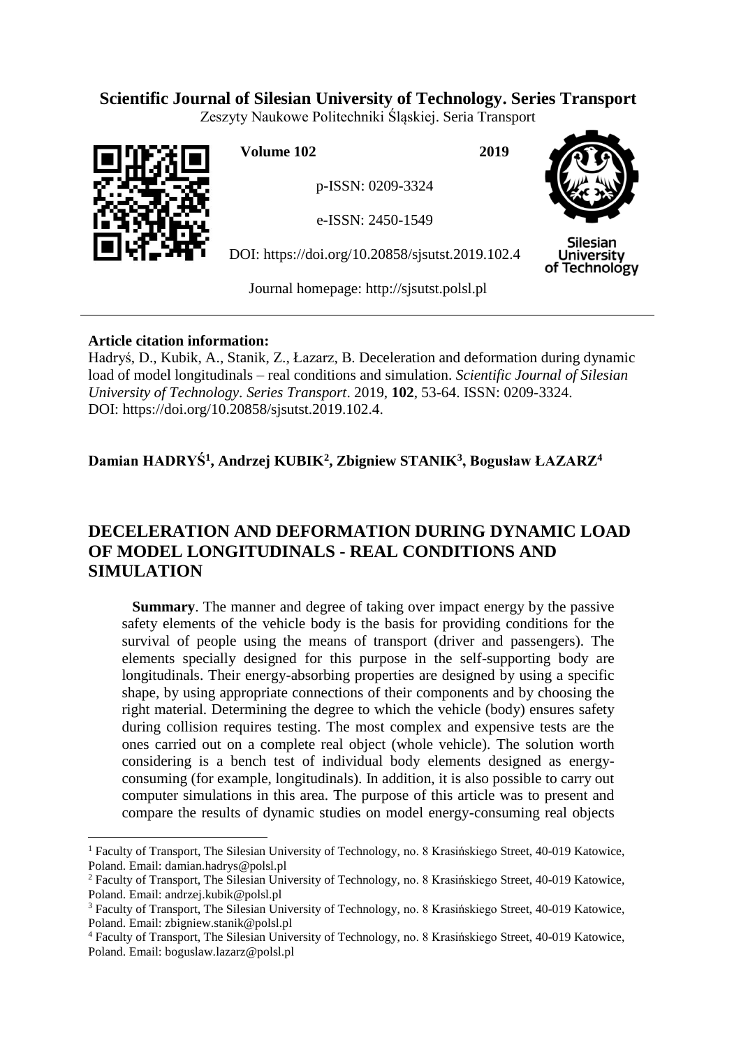**Scientific Journal of Silesian University of Technology. Series Transport**

Zeszyty Naukowe Politechniki Śląskiej. Seria Transport

**Volume 102** **2019**

p-ISSN: 0209-3324

e-ISSN: 2450-1549

DOI: https://doi.org/10.20858/sjsutst.2019.102.4

Journal homepage: http://sjsutst.polsl.pl

**Article citation information:**

Hadryś, D., Kubik, A., Stanik, Z., Łazarz, B. Deceleration and deformation during dynamic load of model longitudinals – real conditions and simulation. *Scientific Journal of Silesian University of Technology. Series Transport*. 2019, **102**, 53-64. ISSN: 0209-3324. DOI: https://doi.org/10.20858/sjsutst.2019.102.4.

**Damian HADRYŚ[1], Andrzej KUBIK[2], Zbigniew STANIK[3], Bogusław ŁAZARZ[4]**

# DECELERATION AND DEFORMATION DURING DYNAMIC LOAD OF MODEL LONGITUDINALS - REAL CONDITIONS AND SIMULATION

**Summary**. The manner and degree of taking over impact energy by the passive safety elements of the vehicle body is the basis for providing conditions for the survival of people using the means of transport (driver and passengers). The elements specially designed for this purpose in the self-supporting body are longitudinals. Their energy-absorbing properties are designed by using a specific shape, by using appropriate connections of their components and by choosing the right material. Determining the degree to which the vehicle (body) ensures safety during collision requires testing. The most complex and expensive tests are the ones carried out on a complete real object (whole vehicle). The solution worth considering is a bench test of individual body elements designed as energy-consuming (for example, longitudinals). In addition, it is also possible to carry out computer simulations in this area. The purpose of this article was to present and compare the results of dynamic studies on model energy-consuming real objects

[1] Faculty of Transport, The Silesian University of Technology, no. 8 Krasińskiego Street, 40-019 Katowice, Poland. Email: damian.hadrys@polsl.pl

[2] Faculty of Transport, The Silesian University of Technology, no. 8 Krasińskiego Street, 40-019 Katowice, Poland. Email: andrzej.kubik@polsl.pl

[3] Faculty of Transport, The Silesian University of Technology, no. 8 Krasińskiego Street, 40-019 Katowice, Poland. Email: zbigniew.stanik@polsl.pl

[4] Faculty of Transport, The Silesian University of Technology, no. 8 Krasińskiego Street, 40-019 Katowice, Poland. Email: boguslaw.lazarz@polsl.pl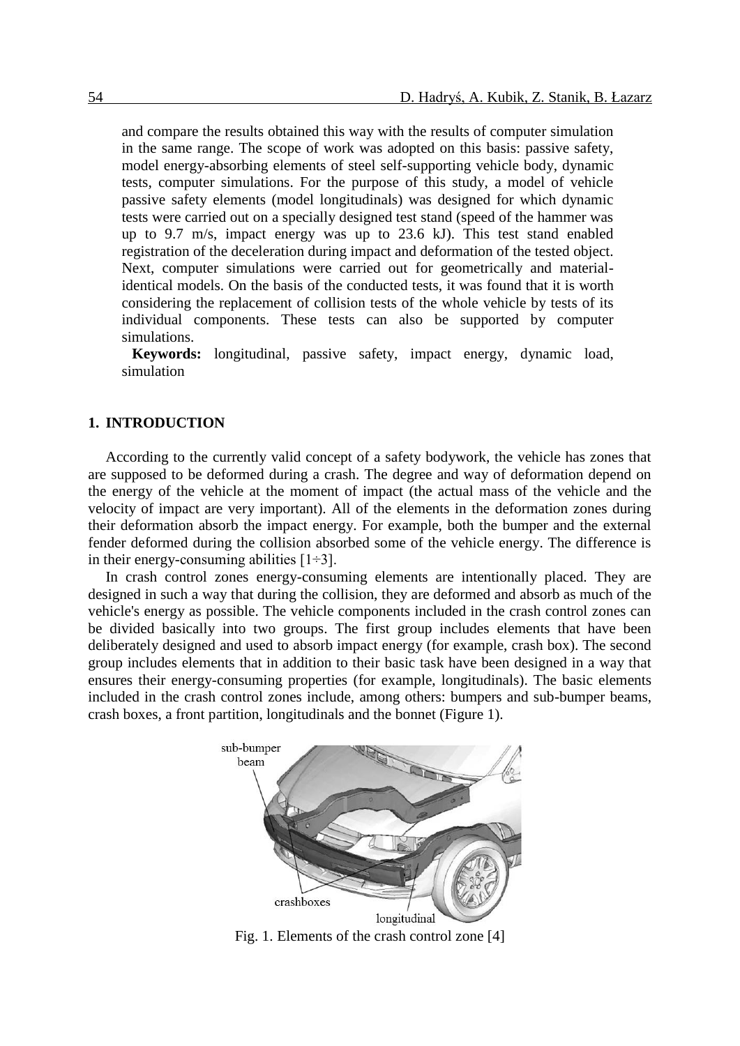and compare the results obtained this way with the results of computer simulation in the same range. The scope of work was adopted on this basis: passive safety, model energy-absorbing elements of steel self-supporting vehicle body, dynamic tests, computer simulations. For the purpose of this study, a model of vehicle passive safety elements (model longitudinals) was designed for which dynamic tests were carried out on a specially designed test stand (speed of the hammer was up to 9.7 m/s, impact energy was up to 23.6 kJ). This test stand enabled registration of the deceleration during impact and deformation of the tested object. Next, computer simulations were carried out for geometrically and material-identical models. On the basis of the conducted tests, it was found that it is worth considering the replacement of collision tests of the whole vehicle by tests of its individual components. These tests can also be supported by computer simulations.

**Keywords:** longitudinal, passive safety, impact energy, dynamic load, simulation

## 1. INTRODUCTION

According to the currently valid concept of a safety bodywork, the vehicle has zones that are supposed to be deformed during a crash. The degree and way of deformation depend on the energy of the vehicle at the moment of impact (the actual mass of the vehicle and the velocity of impact are very important). All of the elements in the deformation zones during their deformation absorb the impact energy. For example, both the bumper and the external fender deformed during the collision absorbed some of the vehicle energy. The difference is in their energy-consuming abilities [1÷3].

In crash control zones energy-consuming elements are intentionally placed. They are designed in such a way that during the collision, they are deformed and absorb as much of the vehicle's energy as possible. The vehicle components included in the crash control zones can be divided basically into two groups. The first group includes elements that have been deliberately designed and used to absorb impact energy (for example, crash box). The second group includes elements that in addition to their basic task have been designed in a way that ensures their energy-consuming properties (for example, longitudinals). The basic elements included in the crash control zones include, among others: bumpers and sub-bumper beams, crash boxes, a front partition, longitudinals and the bonnet (Figure 1).

Fig. 1. Elements of the crash control zone [4]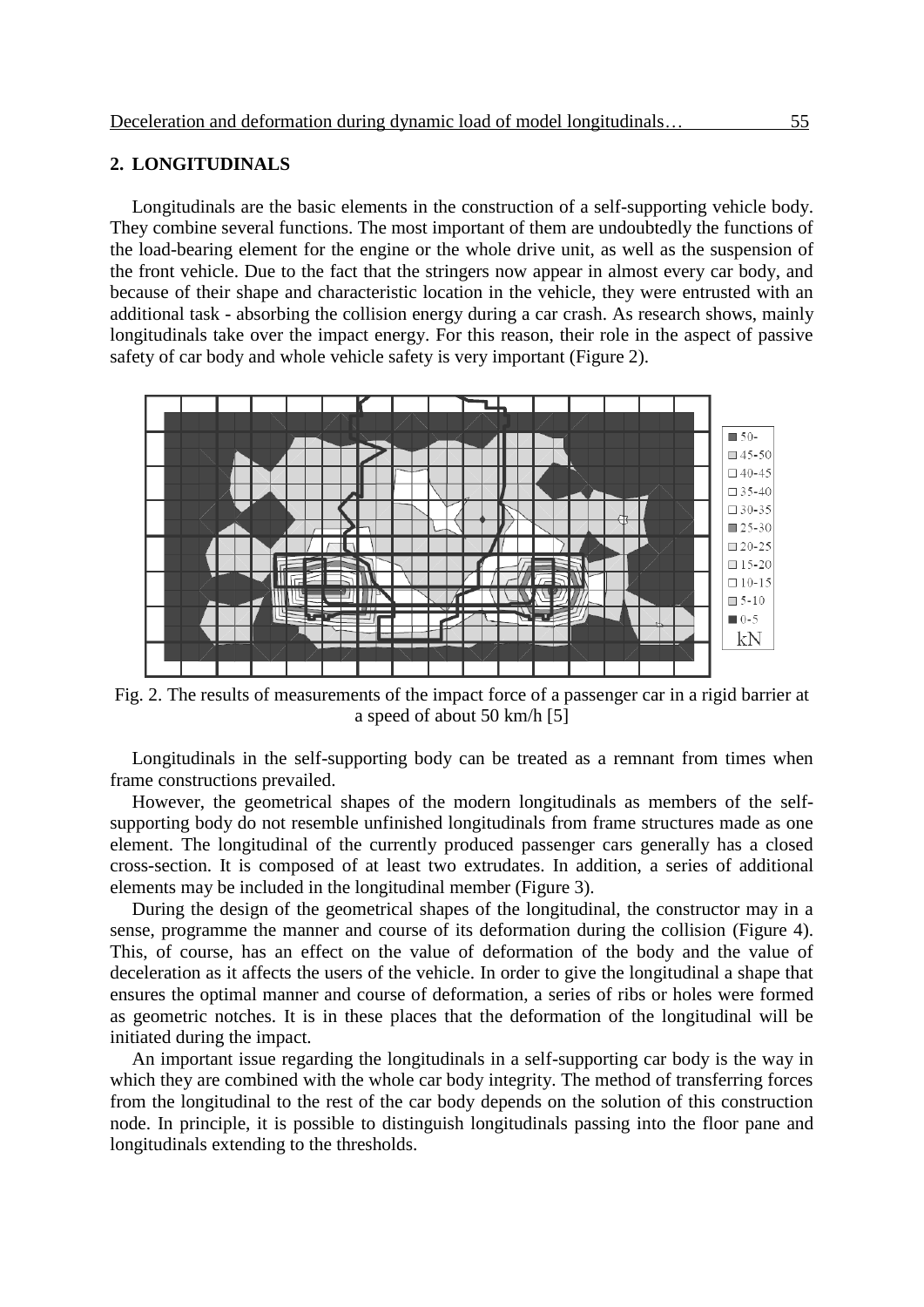## 2. LONGITUDINALS

Longitudinals are the basic elements in the construction of a self-supporting vehicle body. They combine several functions. The most important of them are undoubtedly the functions of the load-bearing element for the engine or the whole drive unit, as well as the suspension of the front vehicle. Due to the fact that the stringers now appear in almost every car body, and because of their shape and characteristic location in the vehicle, they were entrusted with an additional task - absorbing the collision energy during a car crash. As research shows, mainly longitudinals take over the impact energy. For this reason, their role in the aspect of passive safety of car body and whole vehicle safety is very important (Figure 2).

Fig. 2. The results of measurements of the impact force of a passenger car in a rigid barrier at a speed of about 50 km/h [5]

Longitudinals in the self-supporting body can be treated as a remnant from times when frame constructions prevailed.

However, the geometrical shapes of the modern longitudinals as members of the self-supporting body do not resemble unfinished longitudinals from frame structures made as one element. The longitudinal of the currently produced passenger cars generally has a closed cross-section. It is composed of at least two extrudates. In addition, a series of additional elements may be included in the longitudinal member (Figure 3).

During the design of the geometrical shapes of the longitudinal, the constructor may in a sense, programme the manner and course of its deformation during the collision (Figure 4). This, of course, has an effect on the value of deformation of the body and the value of deceleration as it affects the users of the vehicle. In order to give the longitudinal a shape that ensures the optimal manner and course of deformation, a series of ribs or holes were formed as geometric notches. It is in these places that the deformation of the longitudinal will be initiated during the impact.

An important issue regarding the longitudinals in a self-supporting car body is the way in which they are combined with the whole car body integrity. The method of transferring forces from the longitudinal to the rest of the car body depends on the solution of this construction node. In principle, it is possible to distinguish longitudinals passing into the floor pane and longitudinals extending to the thresholds.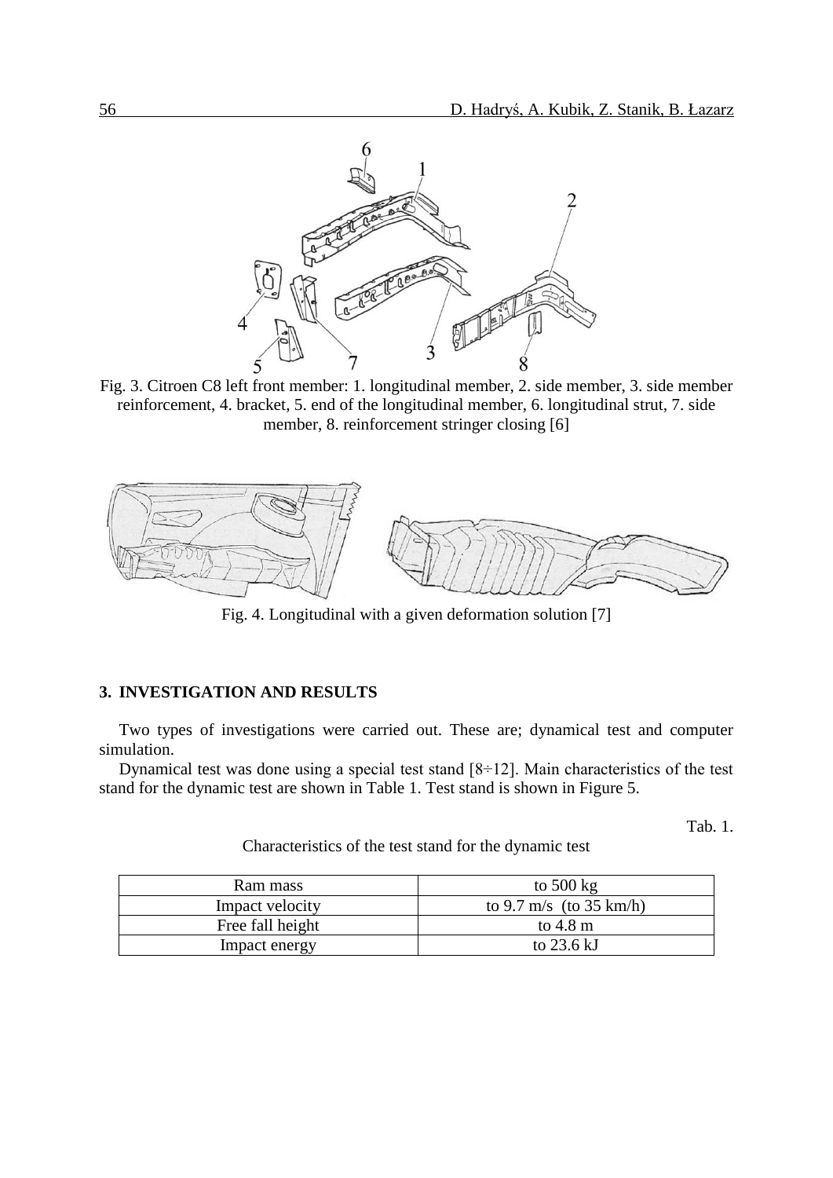Fig. 3. Citroen C8 left front member: 1. longitudinal member, 2. side member, 3. side member reinforcement, 4. bracket, 5. end of the longitudinal member, 6. longitudinal strut, 7. side member, 8. reinforcement stringer closing [6]

Fig. 4. Longitudinal with a given deformation solution [7]

## 3. INVESTIGATION AND RESULTS

Two types of investigations were carried out. These are; dynamical test and computer simulation.

Dynamical test was done using a special test stand [8÷12]. Main characteristics of the test stand for the dynamic test are shown in Table 1. Test stand is shown in Figure 5.

Tab. 1.

Characteristics of the test stand for the dynamic test

| Ram mass | to 500 kg |
|---|---|
| Impact velocity | to 9.7 m/s (to 35 km/h) |
| Free fall height | to 4.8 m |
| Impact energy | to 23.6 kJ |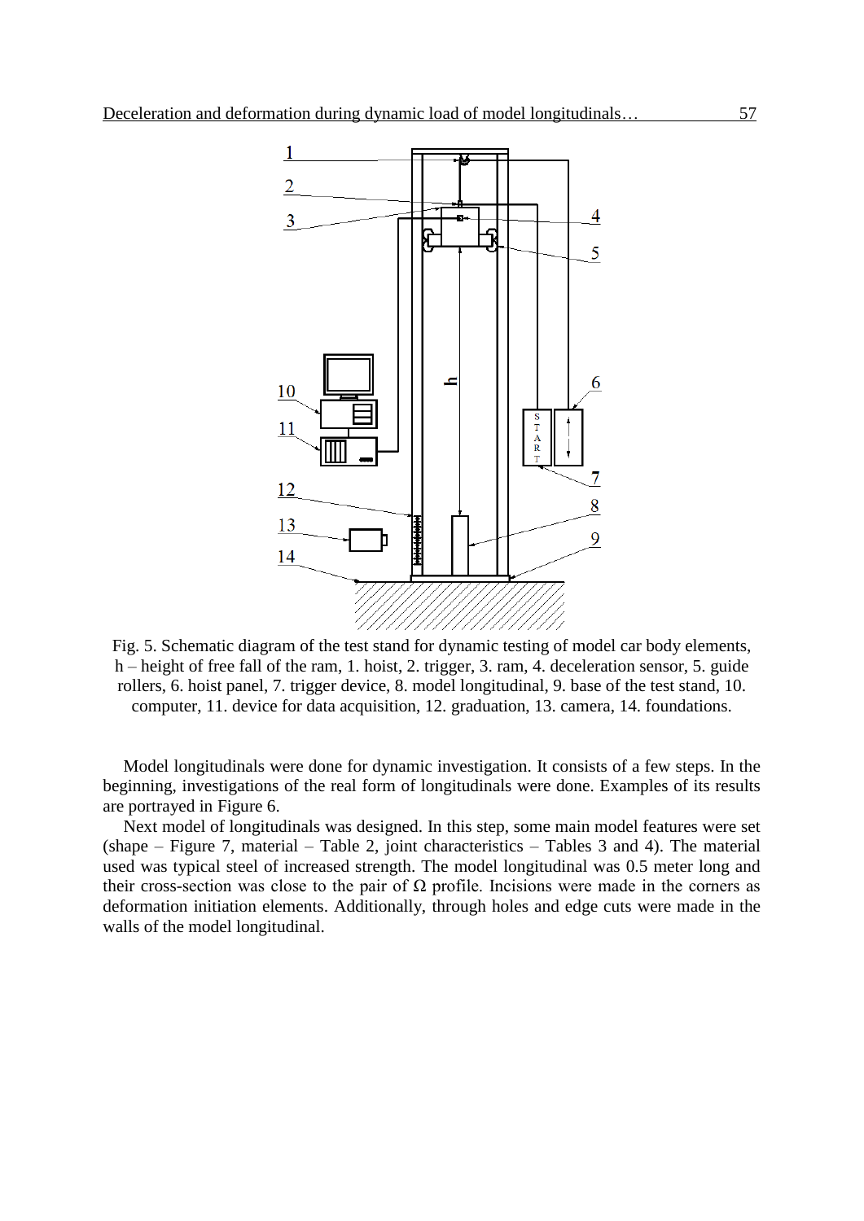Fig. 5. Schematic diagram of the test stand for dynamic testing of model car body elements, h – height of free fall of the ram, 1. hoist, 2. trigger, 3. ram, 4. deceleration sensor, 5. guide rollers, 6. hoist panel, 7. trigger device, 8. model longitudinal, 9. base of the test stand, 10. computer, 11. device for data acquisition, 12. graduation, 13. camera, 14. foundations.

Model longitudinals were done for dynamic investigation. It consists of a few steps. In the beginning, investigations of the real form of longitudinals were done. Examples of its results are portrayed in Figure 6.

Next model of longitudinals was designed. In this step, some main model features were set (shape – Figure 7, material – Table 2, joint characteristics – Tables 3 and 4). The material used was typical steel of increased strength. The model longitudinal was 0.5 meter long and their cross-section was close to the pair of Ω profile. Incisions were made in the corners as deformation initiation elements. Additionally, through holes and edge cuts were made in the walls of the model longitudinal.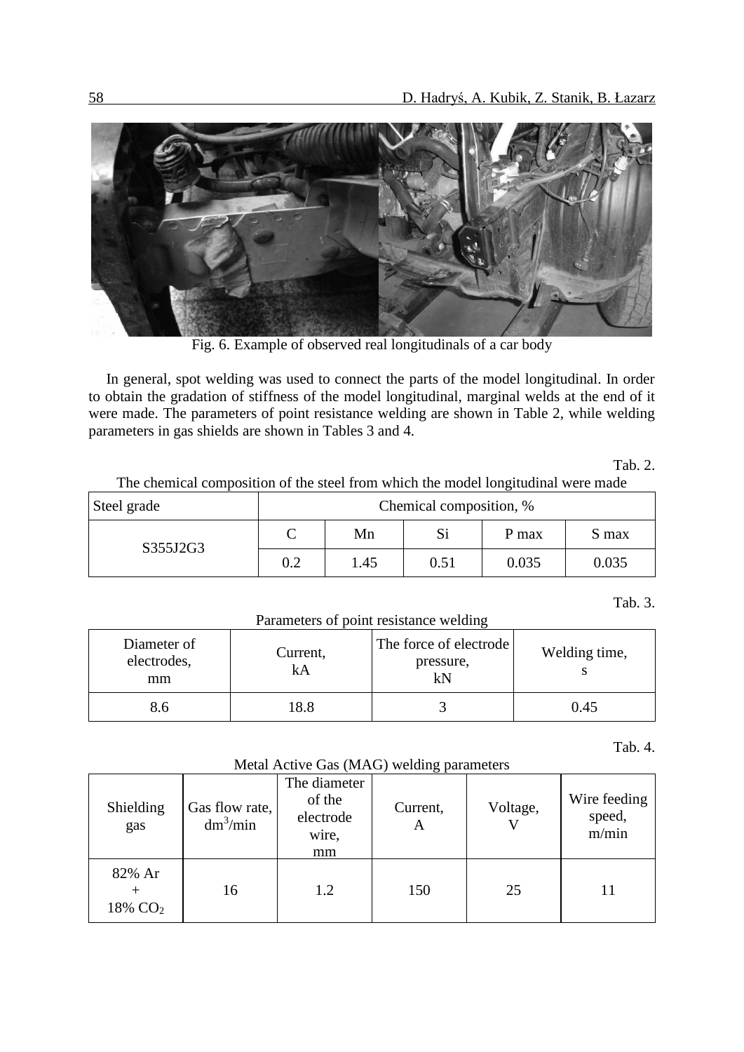Fig. 6. Example of observed real longitudinals of a car body

In general, spot welding was used to connect the parts of the model longitudinal. In order to obtain the gradation of stiffness of the model longitudinal, marginal welds at the end of it were made. The parameters of point resistance welding are shown in Table 2, while welding parameters in gas shields are shown in Tables 3 and 4.

Tab. 2.

The chemical composition of the steel from which the model longitudinal were made

| Steel grade | Chemical composition, % | | | | |
|---|---|---|---|---|---|
| | C | Mn | Si | P max | S max |
| S355J2G3 | 0.2 | 1.45 | 0.51 | 0.035 | 0.035 |

Tab. 3.

Parameters of point resistance welding

| Diameter of electrodes, mm | Current, kA | The force of electrode pressure, kN | Welding time, s |
|---|---|---|---|
| 8.6 | 18.8 | 3 | 0.45 |

Tab. 4.

Metal Active Gas (MAG) welding parameters

| Shielding gas | Gas flow rate, $dm^3$/min | The diameter of the electrode wire, mm | Current, A | Voltage, V | Wire feeding speed, m/min |
|---|---|---|---|---|---|
| 82% Ar + 18% $CO_2$ | 16 | 1.2 | 150 | 25 | 11 |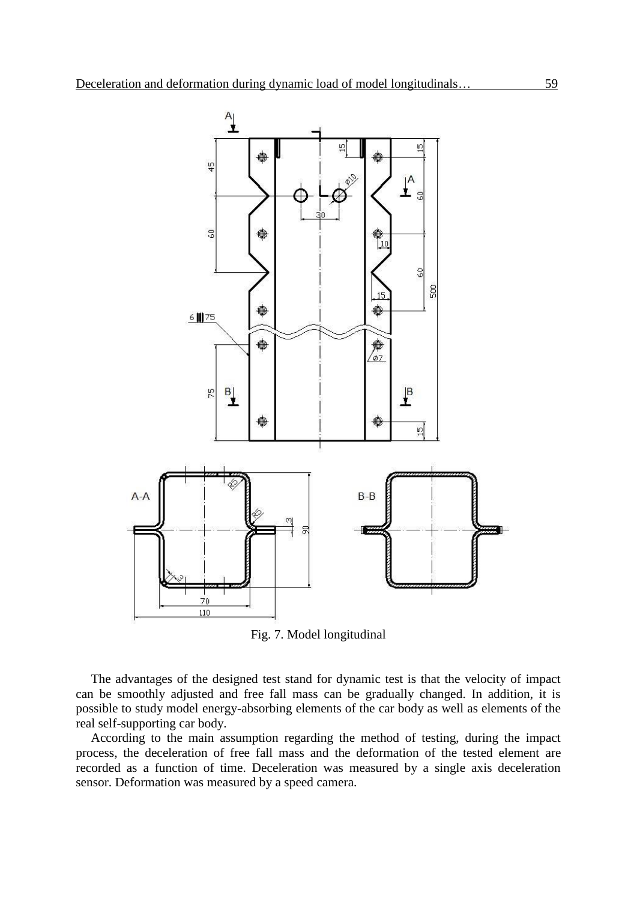Fig. 7. Model longitudinal

The advantages of the designed test stand for dynamic test is that the velocity of impact can be smoothly adjusted and free fall mass can be gradually changed. In addition, it is possible to study model energy-absorbing elements of the car body as well as elements of the real self-supporting car body.

According to the main assumption regarding the method of testing, during the impact process, the deceleration of free fall mass and the deformation of the tested element are recorded as a function of time. Deceleration was measured by a single axis deceleration sensor. Deformation was measured by a speed camera.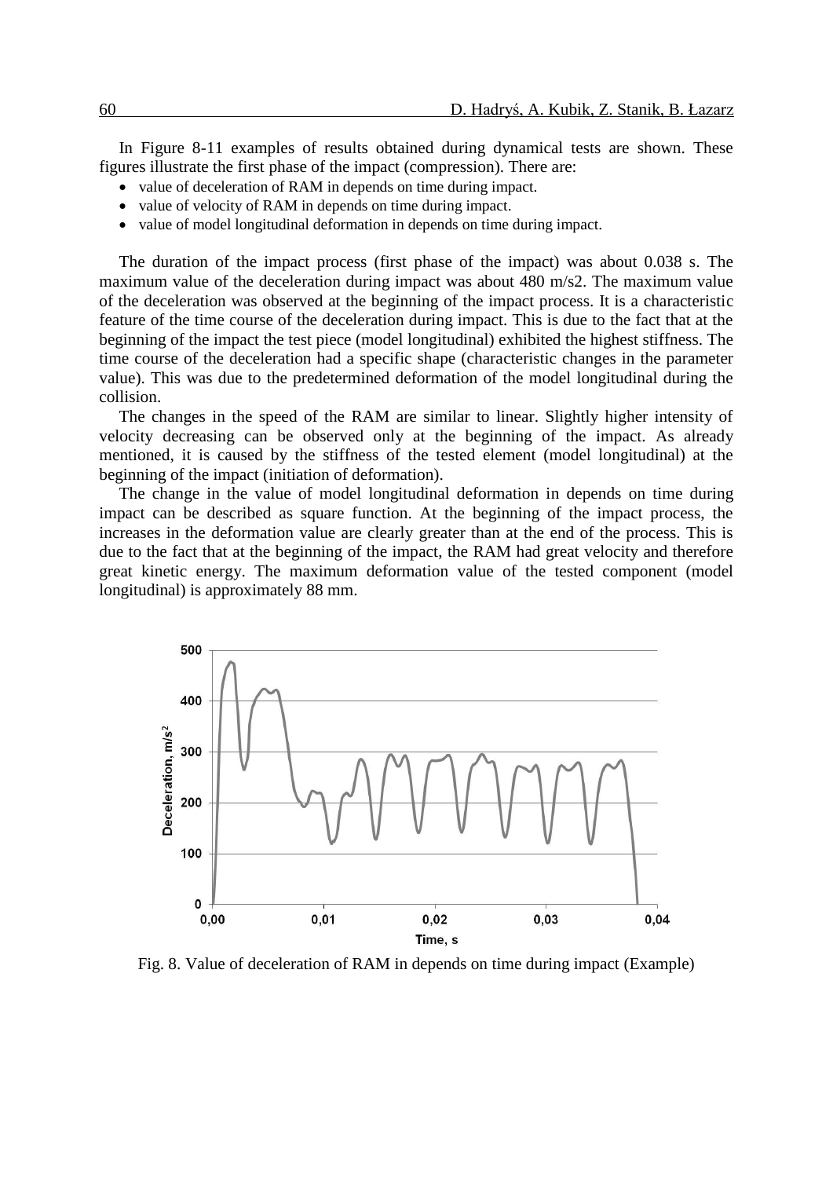In Figure 8-11 examples of results obtained during dynamical tests are shown. These figures illustrate the first phase of the impact (compression). There are:

- value of deceleration of RAM in depends on time during impact.
- value of velocity of RAM in depends on time during impact.
- value of model longitudinal deformation in depends on time during impact.

The duration of the impact process (first phase of the impact) was about 0.038 s. The maximum value of the deceleration during impact was about 480 m/s2. The maximum value of the deceleration was observed at the beginning of the impact process. It is a characteristic feature of the time course of the deceleration during impact. This is due to the fact that at the beginning of the impact the test piece (model longitudinal) exhibited the highest stiffness. The time course of the deceleration had a specific shape (characteristic changes in the parameter value). This was due to the predetermined deformation of the model longitudinal during the collision.

The changes in the speed of the RAM are similar to linear. Slightly higher intensity of velocity decreasing can be observed only at the beginning of the impact. As already mentioned, it is caused by the stiffness of the tested element (model longitudinal) at the beginning of the impact (initiation of deformation).

The change in the value of model longitudinal deformation in depends on time during impact can be described as square function. At the beginning of the impact process, the increases in the deformation value are clearly greater than at the end of the process. This is due to the fact that at the beginning of the impact, the RAM had great velocity and therefore great kinetic energy. The maximum deformation value of the tested component (model longitudinal) is approximately 88 mm.

Fig. 8. Value of deceleration of RAM in depends on time during impact (Example)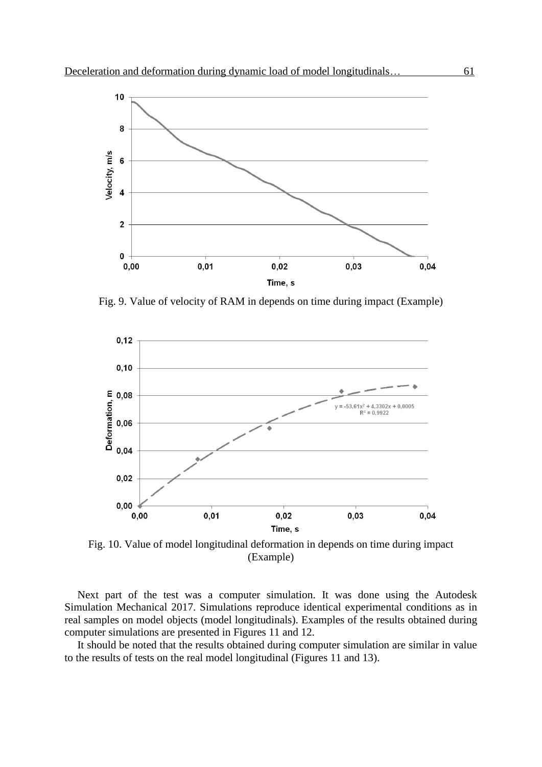Fig. 9. Value of velocity of RAM in depends on time during impact (Example)

Fig. 10. Value of model longitudinal deformation in depends on time during impact (Example)

Next part of the test was a computer simulation. It was done using the Autodesk Simulation Mechanical 2017. Simulations reproduce identical experimental conditions as in real samples on model objects (model longitudinals). Examples of the results obtained during computer simulations are presented in Figures 11 and 12.

It should be noted that the results obtained during computer simulation are similar in value to the results of tests on the real model longitudinal (Figures 11 and 13).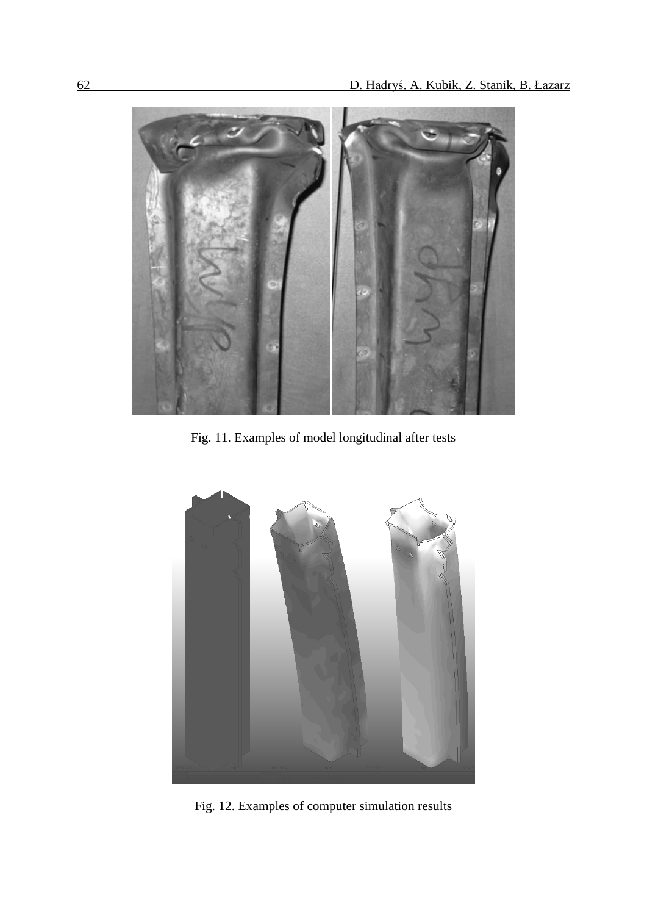Fig. 11. Examples of model longitudinal after tests

Fig. 12. Examples of computer simulation results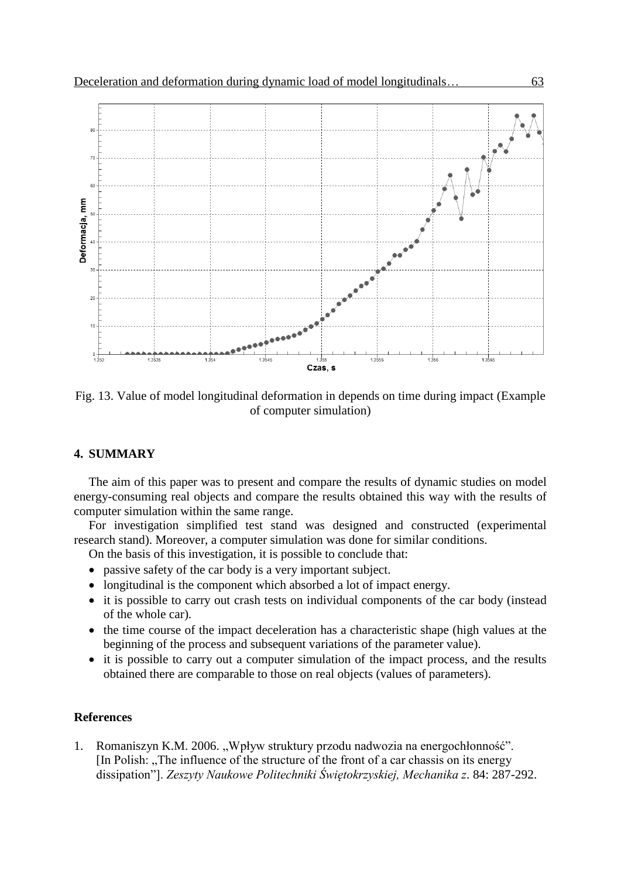Fig. 13. Value of model longitudinal deformation in depends on time during impact (Example of computer simulation)

## 4. SUMMARY

The aim of this paper was to present and compare the results of dynamic studies on model energy-consuming real objects and compare the results obtained this way with the results of computer simulation within the same range.

For investigation simplified test stand was designed and constructed (experimental research stand). Moreover, a computer simulation was done for similar conditions.

On the basis of this investigation, it is possible to conclude that:

- passive safety of the car body is a very important subject.
- longitudinal is the component which absorbed a lot of impact energy.
- it is possible to carry out crash tests on individual components of the car body (instead of the whole car).
- the time course of the impact deceleration has a characteristic shape (high values at the beginning of the process and subsequent variations of the parameter value).
- it is possible to carry out a computer simulation of the impact process, and the results obtained there are comparable to those on real objects (values of parameters).

## References

1. Romaniszyn K.M. 2006. „Wpływ struktury przodu nadwozia na energochłonność". [In Polish: „The influence of the structure of the front of a car chassis on its energy dissipation"]. *Zeszyty Naukowe Politechniki Świętokrzyskiej, Mechanika z*. 84: 287-292.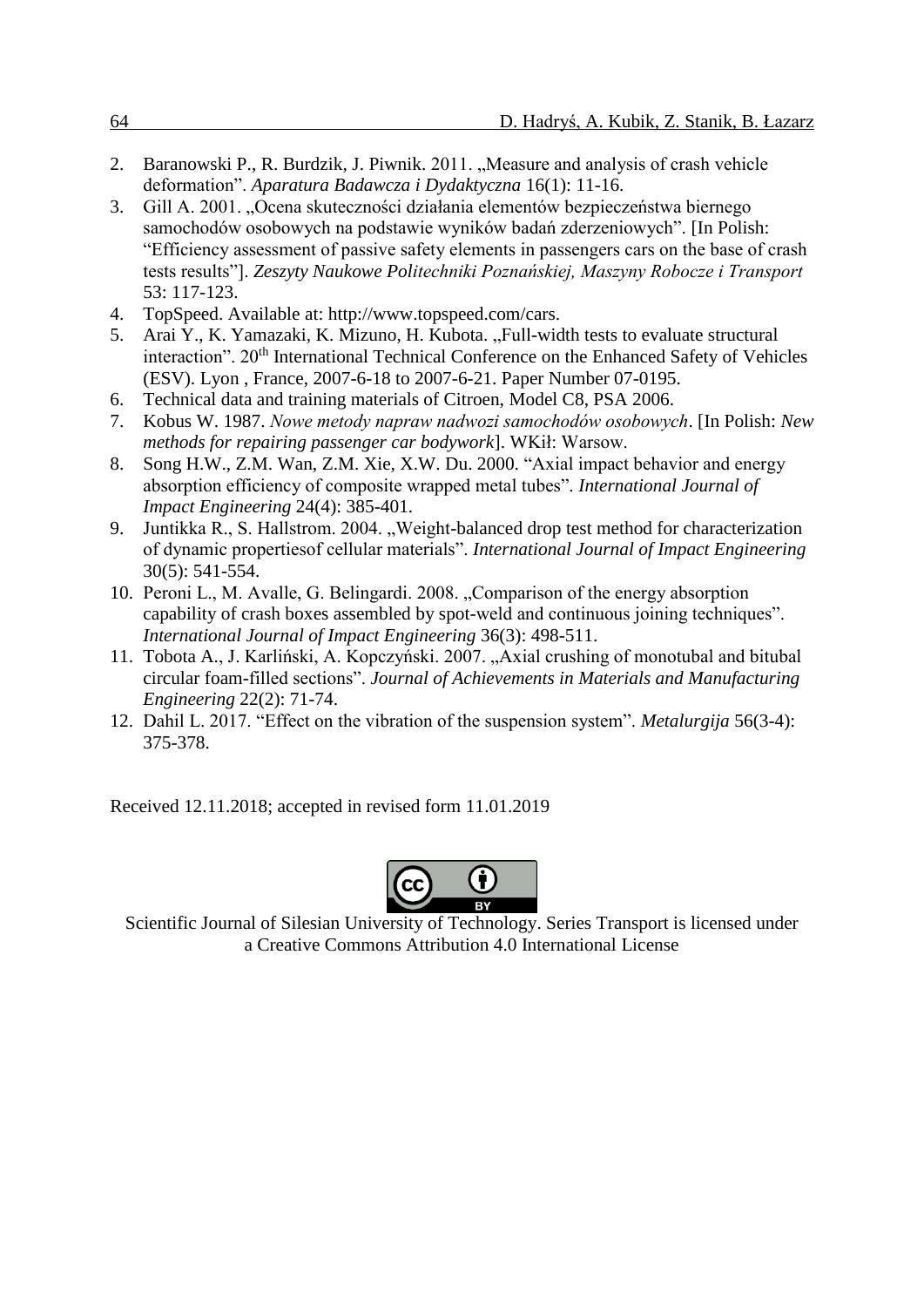2. Baranowski P., R. Burdzik, J. Piwnik. 2011. „Measure and analysis of crash vehicle deformation". *Aparatura Badawcza i Dydaktyczna* 16(1): 11-16.
3. Gill A. 2001. „Ocena skuteczności działania elementów bezpieczeństwa biernego samochodów osobowych na podstawie wyników badań zderzeniowych". [In Polish: "Efficiency assessment of passive safety elements in passengers cars on the base of crash tests results"]. *Zeszyty Naukowe Politechniki Poznańskiej, Maszyny Robocze i Transport* 53: 117-123.
4. TopSpeed. Available at: http://www.topspeed.com/cars.
5. Arai Y., K. Yamazaki, K. Mizuno, H. Kubota. „Full-width tests to evaluate structural interaction". 20th International Technical Conference on the Enhanced Safety of Vehicles (ESV). Lyon , France, 2007-6-18 to 2007-6-21. Paper Number 07-0195.
6. Technical data and training materials of Citroen, Model C8, PSA 2006.
7. Kobus W. 1987. *Nowe metody napraw nadwozi samochodów osobowych*. [In Polish: *New methods for repairing passenger car bodywork*]. WKił: Warsow.
8. Song H.W., Z.M. Wan, Z.M. Xie, X.W. Du. 2000. "Axial impact behavior and energy absorption efficiency of composite wrapped metal tubes". *International Journal of Impact Engineering* 24(4): 385-401.
9. Juntikka R., S. Hallstrom. 2004. „Weight-balanced drop test method for characterization of dynamic propertiesof cellular materials". *International Journal of Impact Engineering* 30(5): 541-554.
10. Peroni L., M. Avalle, G. Belingardi. 2008. „Comparison of the energy absorption capability of crash boxes assembled by spot-weld and continuous joining techniques". *International Journal of Impact Engineering* 36(3): 498-511.
11. Tobota A., J. Karliński, A. Kopczyński. 2007. „Axial crushing of monotubal and bitubal circular foam-filled sections". *Journal of Achievements in Materials and Manufacturing Engineering* 22(2): 71-74.
12. Dahil L. 2017. "Effect on the vibration of the suspension system". *Metalurgija* 56(3-4): 375-378.

Received 12.11.2018; accepted in revised form 11.01.2019

Scientific Journal of Silesian University of Technology. Series Transport is licensed under a Creative Commons Attribution 4.0 International License